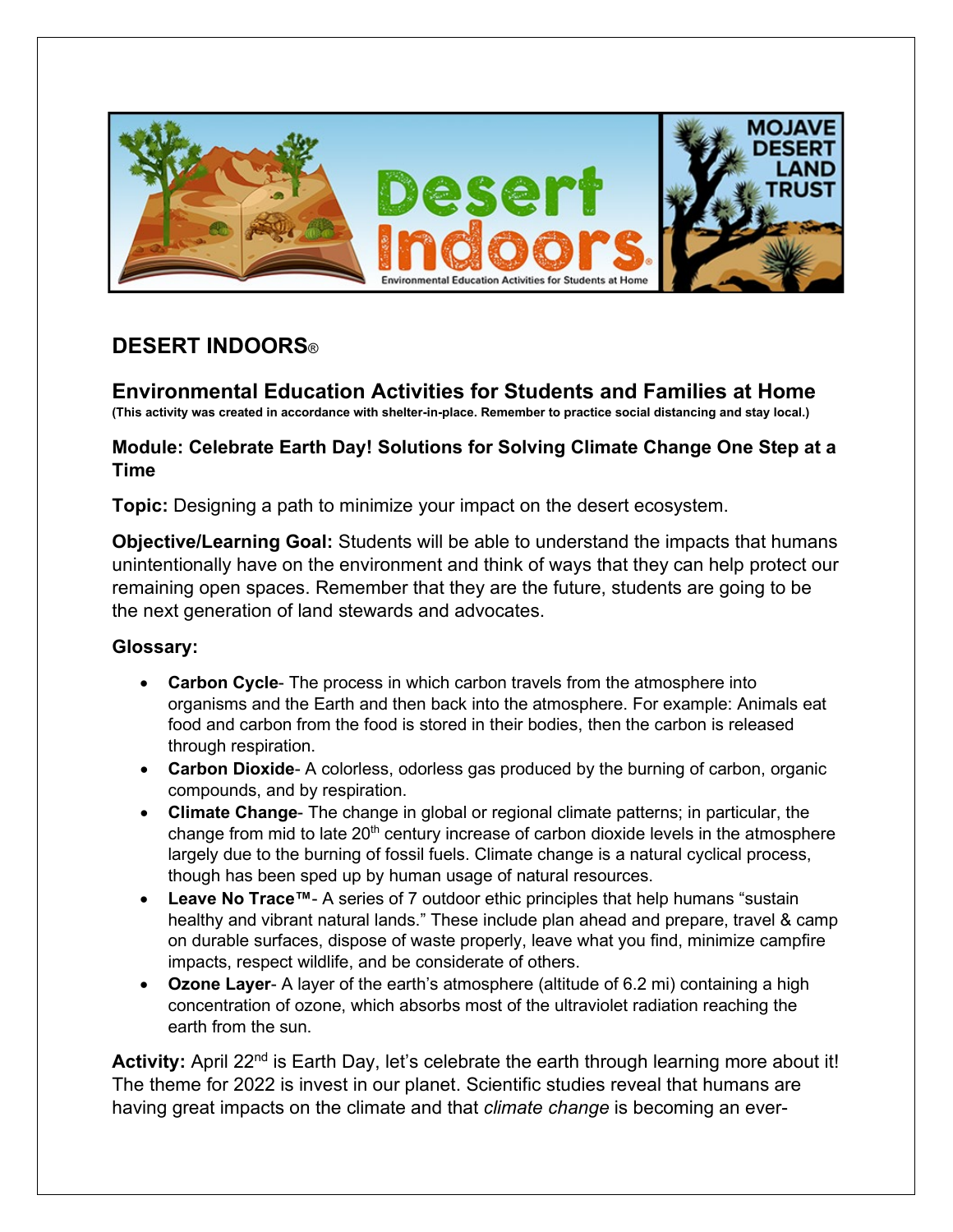## DESERT INDOORS®

### Environmental Education Activities for Students and Families at Home

**(This activity was created in accordance with shelter-in-place. Remember to practice social distancing and stay local.)**

**Module: Celebrate Earth Day! Solutions for Solving Climate Change One Step at a Time**

**Topic:** Designing a path to minimize your impact on the desert ecosystem.

**Objective/Learning Goal:** Students will be able to understand the impacts that humans unintentionally have on the environment and think of ways that they can help protect our remaining open spaces. Remember that they are the future, students are going to be the next generation of land stewards and advocates.

**Glossary:**

- **Carbon Cycle**- The process in which carbon travels from the atmosphere into organisms and the Earth and then back into the atmosphere. For example: Animals eat food and carbon from the food is stored in their bodies, then the carbon is released through respiration.
- **Carbon Dioxide**- A colorless, odorless gas produced by the burning of carbon, organic compounds, and by respiration.
- **Climate Change**- The change in global or regional climate patterns; in particular, the change from mid to late 20th century increase of carbon dioxide levels in the atmosphere largely due to the burning of fossil fuels. Climate change is a natural cyclical process, though has been sped up by human usage of natural resources.
- **Leave No Trace™**- A series of 7 outdoor ethic principles that help humans "sustain healthy and vibrant natural lands." These include plan ahead and prepare, travel & camp on durable surfaces, dispose of waste properly, leave what you find, minimize campfire impacts, respect wildlife, and be considerate of others.
- **Ozone Layer**- A layer of the earth's atmosphere (altitude of 6.2 mi) containing a high concentration of ozone, which absorbs most of the ultraviolet radiation reaching the earth from the sun.

**Activity:** April 22nd is Earth Day, let's celebrate the earth through learning more about it! The theme for 2022 is invest in our planet. Scientific studies reveal that humans are having great impacts on the climate and that *climate change* is becoming an ever-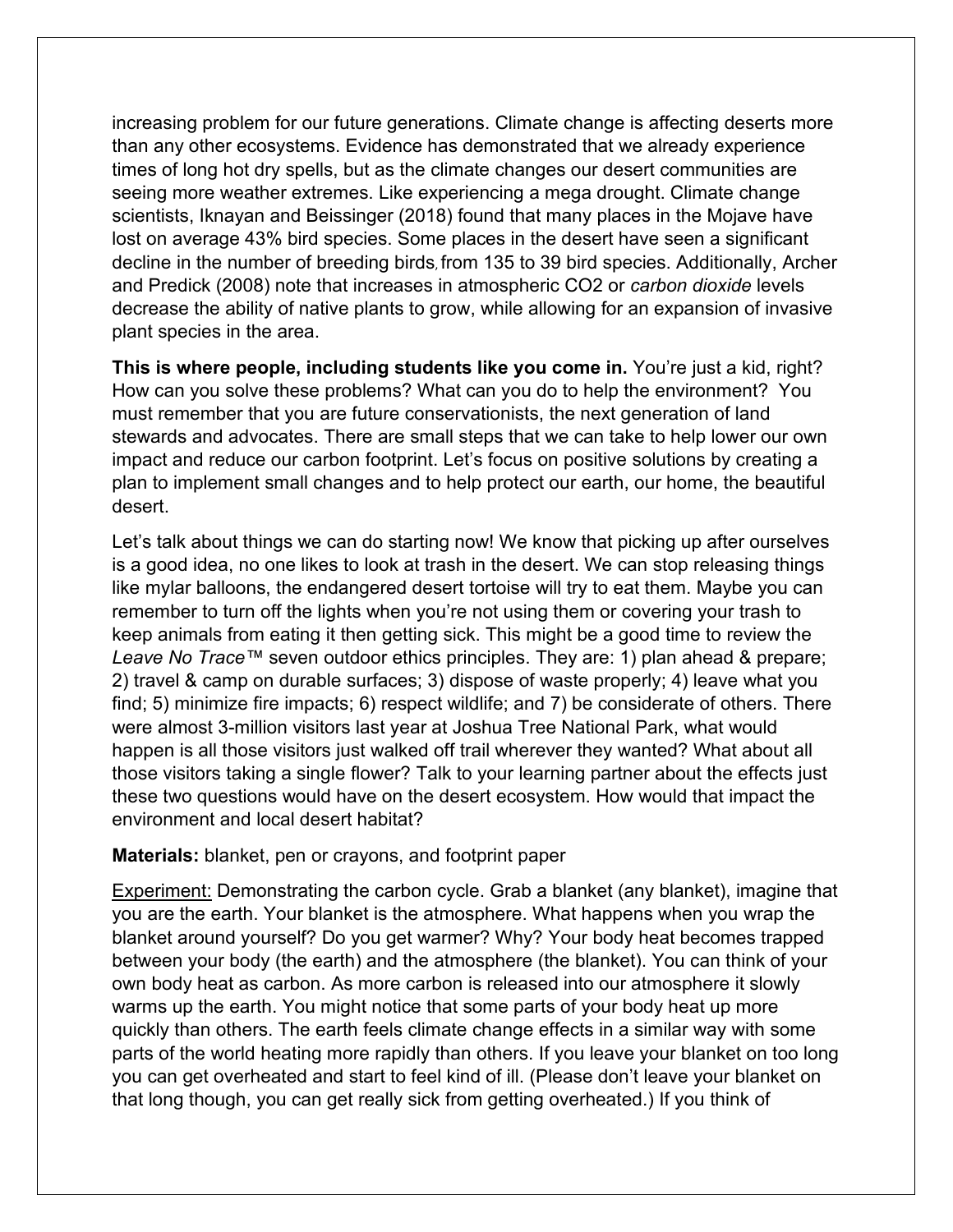increasing problem for our future generations. Climate change is affecting deserts more than any other ecosystems. Evidence has demonstrated that we already experience times of long hot dry spells, but as the climate changes our desert communities are seeing more weather extremes. Like experiencing a mega drought. Climate change scientists, Iknayan and Beissinger (2018) found that many places in the Mojave have lost on average 43% bird species. Some places in the desert have seen a significant decline in the number of breeding birds, from 135 to 39 bird species. Additionally, Archer and Predick (2008) note that increases in atmospheric CO2 or *carbon dioxide* levels decrease the ability of native plants to grow, while allowing for an expansion of invasive plant species in the area.

**This is where people, including students like you come in.** You're just a kid, right? How can you solve these problems? What can you do to help the environment? You must remember that you are future conservationists, the next generation of land stewards and advocates. There are small steps that we can take to help lower our own impact and reduce our carbon footprint. Let's focus on positive solutions by creating a plan to implement small changes and to help protect our earth, our home, the beautiful desert.

Let's talk about things we can do starting now! We know that picking up after ourselves is a good idea, no one likes to look at trash in the desert. We can stop releasing things like mylar balloons, the endangered desert tortoise will try to eat them. Maybe you can remember to turn off the lights when you're not using them or covering your trash to keep animals from eating it then getting sick. This might be a good time to review the *Leave No Trace™* seven outdoor ethics principles. They are: 1) plan ahead & prepare; 2) travel & camp on durable surfaces; 3) dispose of waste properly; 4) leave what you find; 5) minimize fire impacts; 6) respect wildlife; and 7) be considerate of others. There were almost 3-million visitors last year at Joshua Tree National Park, what would happen is all those visitors just walked off trail wherever they wanted? What about all those visitors taking a single flower? Talk to your learning partner about the effects just these two questions would have on the desert ecosystem. How would that impact the environment and local desert habitat?

**Materials:** blanket, pen or crayons, and footprint paper

<u>Experiment:</u> Demonstrating the carbon cycle. Grab a blanket (any blanket), imagine that you are the earth. Your blanket is the atmosphere. What happens when you wrap the blanket around yourself? Do you get warmer? Why? Your body heat becomes trapped between your body (the earth) and the atmosphere (the blanket). You can think of your own body heat as carbon. As more carbon is released into our atmosphere it slowly warms up the earth. You might notice that some parts of your body heat up more quickly than others. The earth feels climate change effects in a similar way with some parts of the world heating more rapidly than others. If you leave your blanket on too long you can get overheated and start to feel kind of ill. (Please don't leave your blanket on that long though, you can get really sick from getting overheated.) If you think of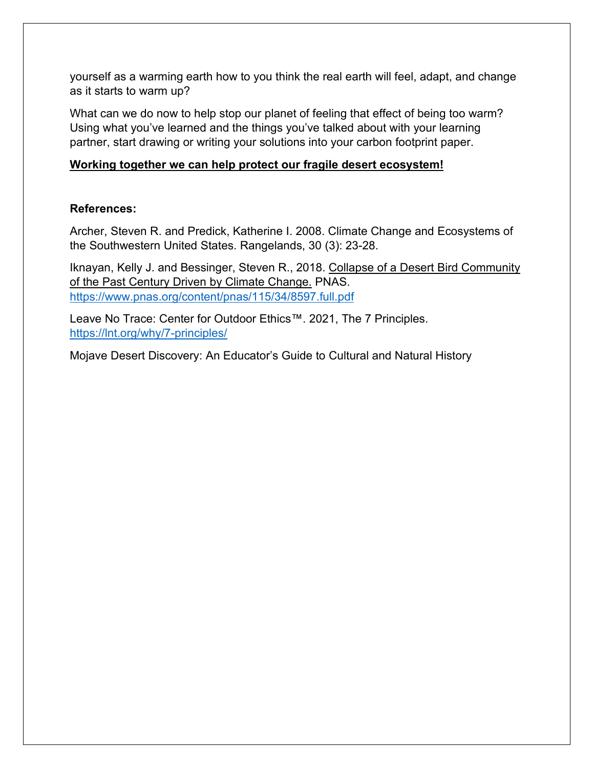yourself as a warming earth how to you think the real earth will feel, adapt, and change as it starts to warm up?

What can we do now to help stop our planet of feeling that effect of being too warm? Using what you've learned and the things you've talked about with your learning partner, start drawing or writing your solutions into your carbon footprint paper.

**Working together we can help protect our fragile desert ecosystem!**

**References:**

Archer, Steven R. and Predick, Katherine I. 2008. Climate Change and Ecosystems of the Southwestern United States. Rangelands, 30 (3): 23-28.

Iknayan, Kelly J. and Bessinger, Steven R., 2018. Collapse of a Desert Bird Community of the Past Century Driven by Climate Change. PNAS. https://www.pnas.org/content/pnas/115/34/8597.full.pdf

Leave No Trace: Center for Outdoor Ethics™. 2021, The 7 Principles. https://lnt.org/why/7-principles/

Mojave Desert Discovery: An Educator's Guide to Cultural and Natural History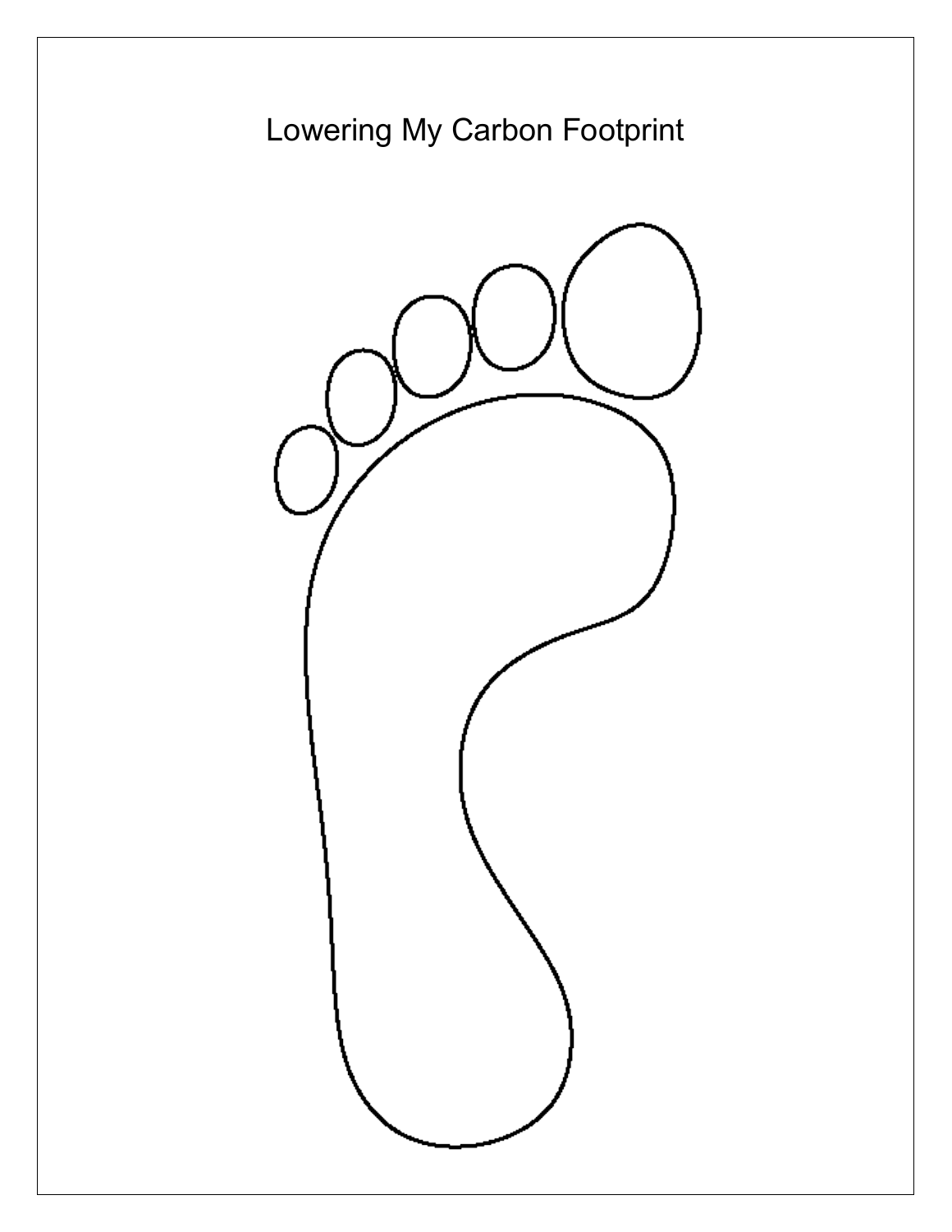Lowering My Carbon Footprint